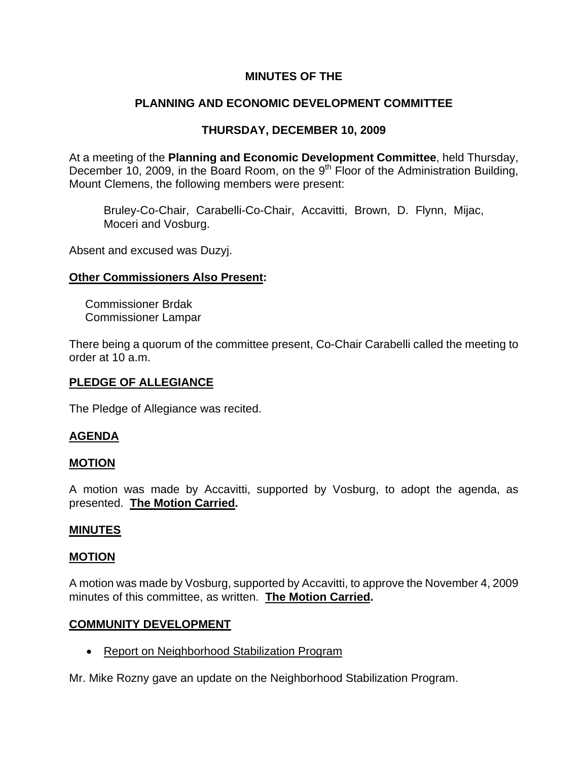**MINUTES OF THE**

**PLANNING AND ECONOMIC DEVELOPMENT COMMITTEE**

**THURSDAY, DECEMBER 10, 2009**

At a meeting of the **Planning and Economic Development Committee**, held Thursday, December 10, 2009, in the Board Room, on the 9th Floor of the Administration Building, Mount Clemens, the following members were present:

> Bruley-Co-Chair, Carabelli-Co-Chair, Accavitti, Brown, D. Flynn, Mijac, Moceri and Vosburg.

Absent and excused was Duzyj.

**Other Commissioners Also Present:**

Commissioner Brdak
Commissioner Lampar

There being a quorum of the committee present, Co-Chair Carabelli called the meeting to order at 10 a.m.

**PLEDGE OF ALLEGIANCE**

The Pledge of Allegiance was recited.

**AGENDA**

**MOTION**

A motion was made by Accavitti, supported by Vosburg, to adopt the agenda, as presented. **The Motion Carried.**

**MINUTES**

**MOTION**

A motion was made by Vosburg, supported by Accavitti, to approve the November 4, 2009 minutes of this committee, as written. **The Motion Carried.**

**COMMUNITY DEVELOPMENT**

- Report on Neighborhood Stabilization Program

Mr. Mike Rozny gave an update on the Neighborhood Stabilization Program.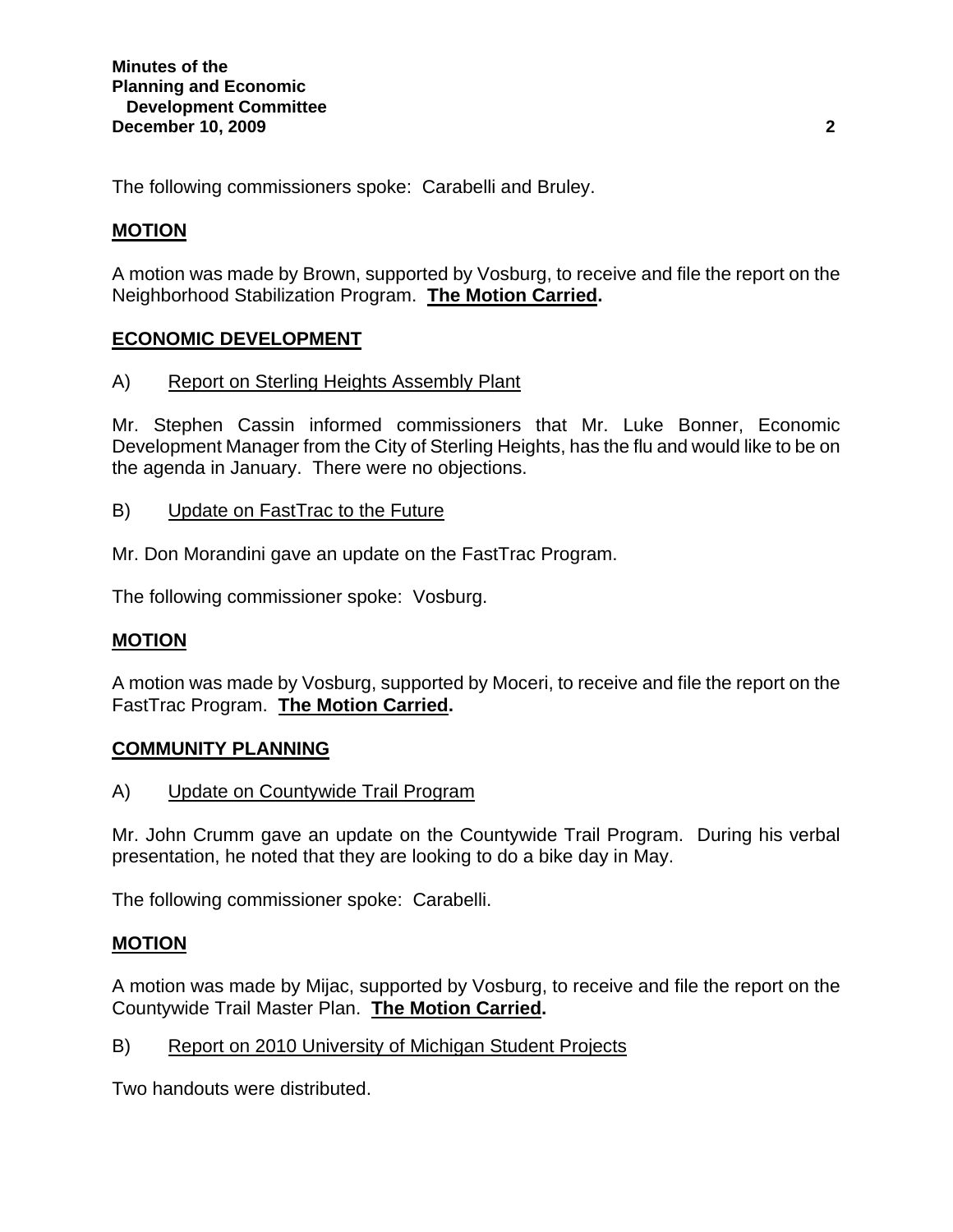The following commissioners spoke: Carabelli and Bruley.

**MOTION**

A motion was made by Brown, supported by Vosburg, to receive and file the report on the Neighborhood Stabilization Program. **The Motion Carried.**

## ECONOMIC DEVELOPMENT

A) Report on Sterling Heights Assembly Plant

Mr. Stephen Cassin informed commissioners that Mr. Luke Bonner, Economic Development Manager from the City of Sterling Heights, has the flu and would like to be on the agenda in January. There were no objections.

B) Update on FastTrac to the Future

Mr. Don Morandini gave an update on the FastTrac Program.

The following commissioner spoke: Vosburg.

**MOTION**

A motion was made by Vosburg, supported by Moceri, to receive and file the report on the FastTrac Program. **The Motion Carried.**

## COMMUNITY PLANNING

A) Update on Countywide Trail Program

Mr. John Crumm gave an update on the Countywide Trail Program. During his verbal presentation, he noted that they are looking to do a bike day in May.

The following commissioner spoke: Carabelli.

**MOTION**

A motion was made by Mijac, supported by Vosburg, to receive and file the report on the Countywide Trail Master Plan. **The Motion Carried.**

B) Report on 2010 University of Michigan Student Projects

Two handouts were distributed.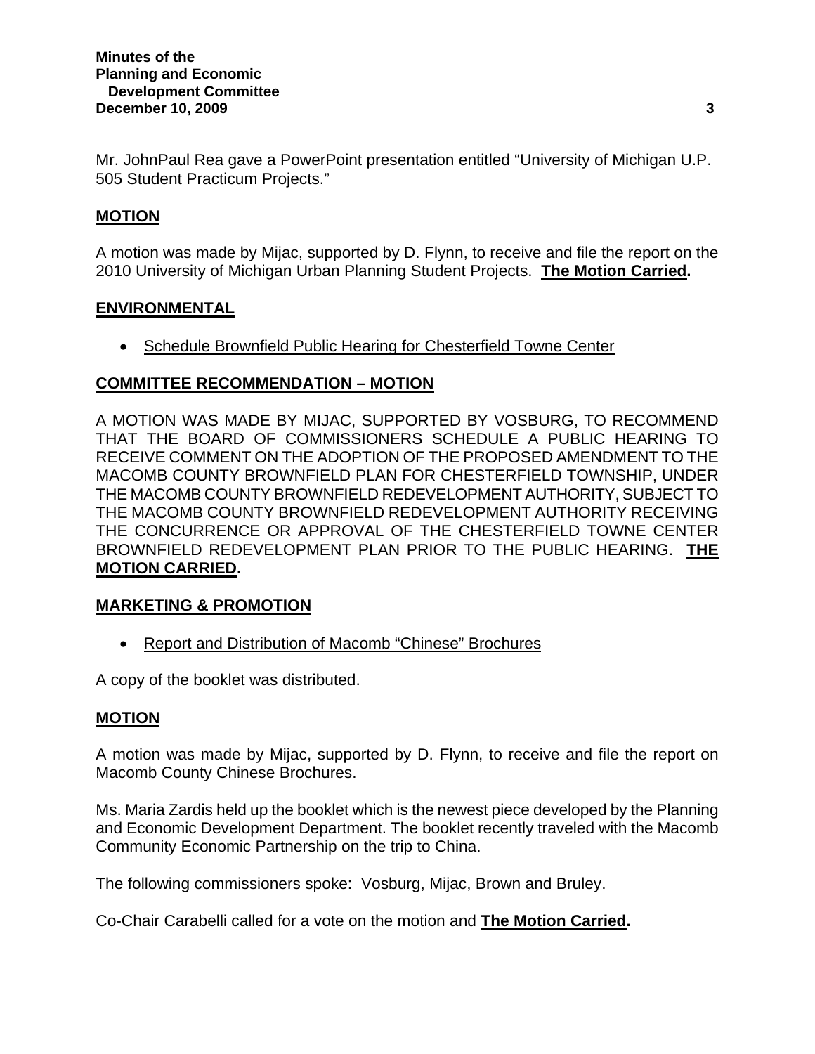Mr. JohnPaul Rea gave a PowerPoint presentation entitled "University of Michigan U.P. 505 Student Practicum Projects."

**MOTION**

A motion was made by Mijac, supported by D. Flynn, to receive and file the report on the 2010 University of Michigan Urban Planning Student Projects. **The Motion Carried.**

**ENVIRONMENTAL**

- Schedule Brownfield Public Hearing for Chesterfield Towne Center

**COMMITTEE RECOMMENDATION – MOTION**

A MOTION WAS MADE BY MIJAC, SUPPORTED BY VOSBURG, TO RECOMMEND THAT THE BOARD OF COMMISSIONERS SCHEDULE A PUBLIC HEARING TO RECEIVE COMMENT ON THE ADOPTION OF THE PROPOSED AMENDMENT TO THE MACOMB COUNTY BROWNFIELD PLAN FOR CHESTERFIELD TOWNSHIP, UNDER THE MACOMB COUNTY BROWNFIELD REDEVELOPMENT AUTHORITY, SUBJECT TO THE MACOMB COUNTY BROWNFIELD REDEVELOPMENT AUTHORITY RECEIVING THE CONCURRENCE OR APPROVAL OF THE CHESTERFIELD TOWNE CENTER BROWNFIELD REDEVELOPMENT PLAN PRIOR TO THE PUBLIC HEARING. **THE MOTION CARRIED.**

**MARKETING & PROMOTION**

- Report and Distribution of Macomb "Chinese" Brochures

A copy of the booklet was distributed.

**MOTION**

A motion was made by Mijac, supported by D. Flynn, to receive and file the report on Macomb County Chinese Brochures.

Ms. Maria Zardis held up the booklet which is the newest piece developed by the Planning and Economic Development Department. The booklet recently traveled with the Macomb Community Economic Partnership on the trip to China.

The following commissioners spoke: Vosburg, Mijac, Brown and Bruley.

Co-Chair Carabelli called for a vote on the motion and **The Motion Carried.**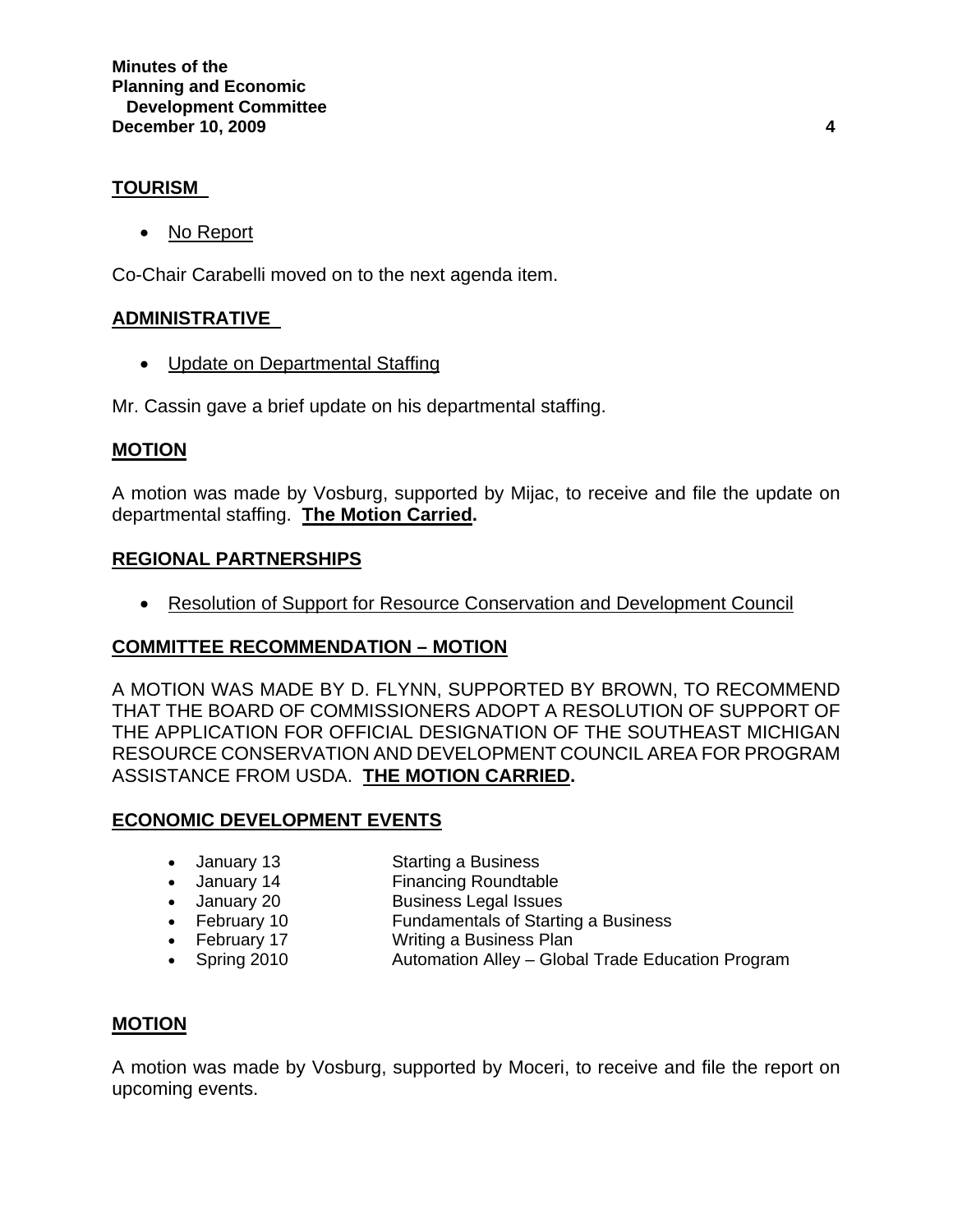## TOURISM

- No Report

Co-Chair Carabelli moved on to the next agenda item.

## ADMINISTRATIVE

- Update on Departmental Staffing

Mr. Cassin gave a brief update on his departmental staffing.

## MOTION

A motion was made by Vosburg, supported by Mijac, to receive and file the update on departmental staffing. **The Motion Carried.**

## REGIONAL PARTNERSHIPS

- Resolution of Support for Resource Conservation and Development Council

## COMMITTEE RECOMMENDATION – MOTION

A MOTION WAS MADE BY D. FLYNN, SUPPORTED BY BROWN, TO RECOMMEND THAT THE BOARD OF COMMISSIONERS ADOPT A RESOLUTION OF SUPPORT OF THE APPLICATION FOR OFFICIAL DESIGNATION OF THE SOUTHEAST MICHIGAN RESOURCE CONSERVATION AND DEVELOPMENT COUNCIL AREA FOR PROGRAM ASSISTANCE FROM USDA. **THE MOTION CARRIED.**

## ECONOMIC DEVELOPMENT EVENTS

- January 13 — Starting a Business
- January 14 — Financing Roundtable
- January 20 — Business Legal Issues
- February 10 — Fundamentals of Starting a Business
- February 17 — Writing a Business Plan
- Spring 2010 — Automation Alley – Global Trade Education Program

## MOTION

A motion was made by Vosburg, supported by Moceri, to receive and file the report on upcoming events.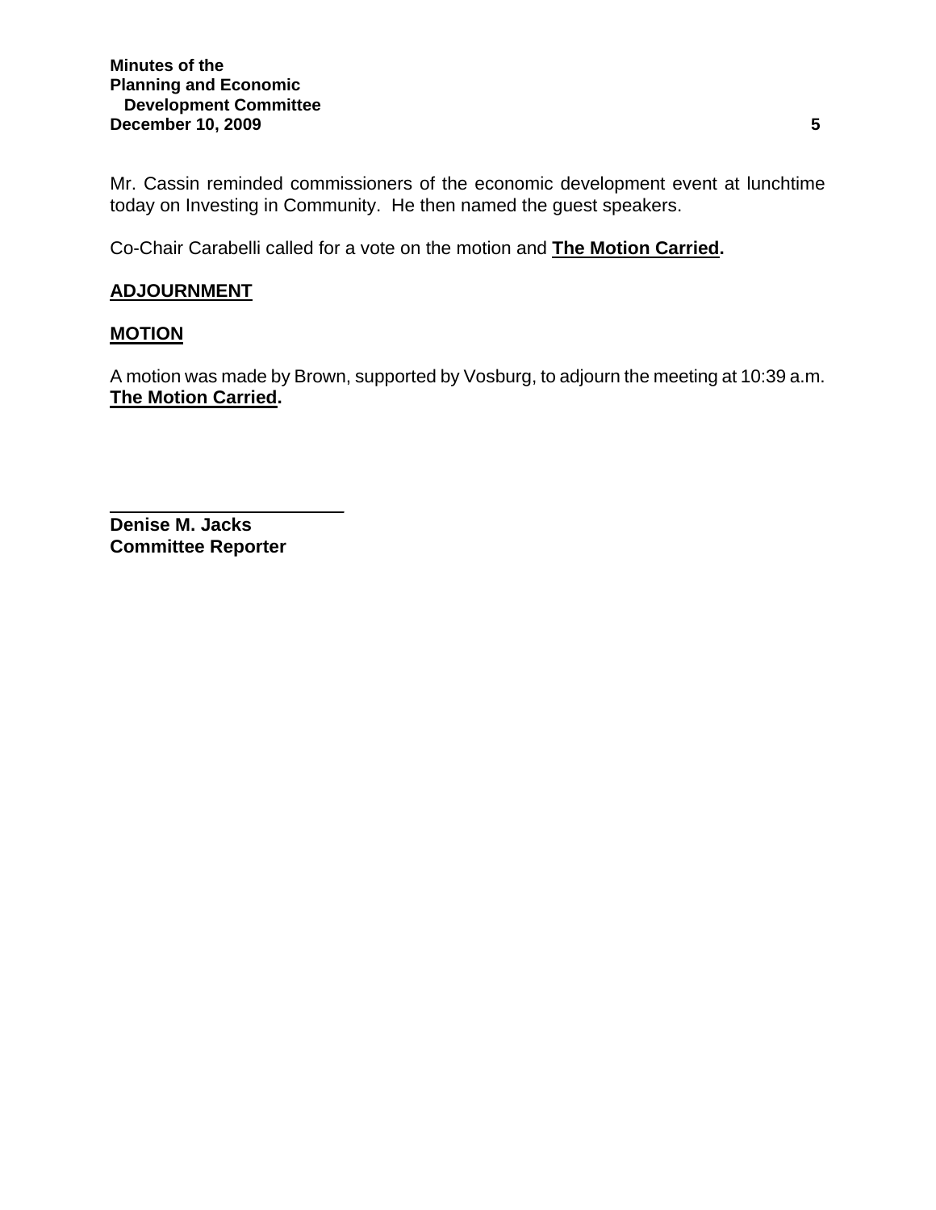Mr. Cassin reminded commissioners of the economic development event at lunchtime today on Investing in Community. He then named the guest speakers.

Co-Chair Carabelli called for a vote on the motion and **The Motion Carried.**

## ADJOURNMENT

## MOTION

A motion was made by Brown, supported by Vosburg, to adjourn the meeting at 10:39 a.m. **The Motion Carried.**

\_\_\_\_\_\_\_\_\_\_\_\_\_\_\_\_\_\_\_\_\_\_\_\_

**Denise M. Jacks**
**Committee Reporter**